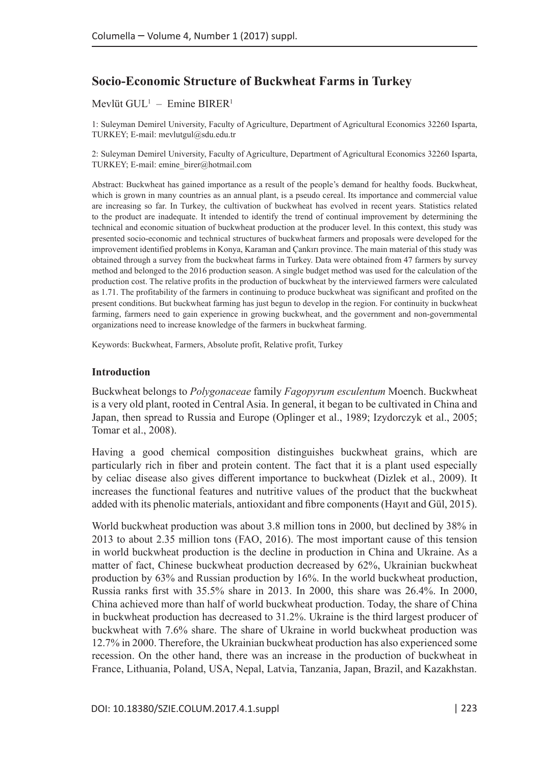# Socio-Economic Structure of Buckwheat Farms in Turkey

Mevlüt GUL[1] – Emine BIRER[1]

1: Suleyman Demirel University, Faculty of Agriculture, Department of Agricultural Economics 32260 Isparta, TURKEY; E-mail: mevlutgul@sdu.edu.tr

2: Suleyman Demirel University, Faculty of Agriculture, Department of Agricultural Economics 32260 Isparta, TURKEY; E-mail: emine_birer@hotmail.com

Abstract: Buckwheat has gained importance as a result of the people's demand for healthy foods. Buckwheat, which is grown in many countries as an annual plant, is a pseudo cereal. Its importance and commercial value are increasing so far. In Turkey, the cultivation of buckwheat has evolved in recent years. Statistics related to the product are inadequate. It intended to identify the trend of continual improvement by determining the technical and economic situation of buckwheat production at the producer level. In this context, this study was presented socio-economic and technical structures of buckwheat farmers and proposals were developed for the improvement identified problems in Konya, Karaman and Çankırı province. The main material of this study was obtained through a survey from the buckwheat farms in Turkey. Data were obtained from 47 farmers by survey method and belonged to the 2016 production season. A single budget method was used for the calculation of the production cost. The relative profits in the production of buckwheat by the interviewed farmers were calculated as 1.71. The profitability of the farmers in continuing to produce buckwheat was significant and profited on the present conditions. But buckwheat farming has just begun to develop in the region. For continuity in buckwheat farming, farmers need to gain experience in growing buckwheat, and the government and non-governmental organizations need to increase knowledge of the farmers in buckwheat farming.

Keywords: Buckwheat, Farmers, Absolute profit, Relative profit, Turkey

## Introduction

Buckwheat belongs to *Polygonaceae* family *Fagopyrum esculentum* Moench. Buckwheat is a very old plant, rooted in Central Asia. In general, it began to be cultivated in China and Japan, then spread to Russia and Europe (Oplinger et al., 1989; Izydorczyk et al., 2005; Tomar et al., 2008).

Having a good chemical composition distinguishes buckwheat grains, which are particularly rich in fiber and protein content. The fact that it is a plant used especially by celiac disease also gives different importance to buckwheat (Dizlek et al., 2009). It increases the functional features and nutritive values of the product that the buckwheat added with its phenolic materials, antioxidant and fibre components (Hayıt and Gül, 2015).

World buckwheat production was about 3.8 million tons in 2000, but declined by 38% in 2013 to about 2.35 million tons (FAO, 2016). The most important cause of this tension in world buckwheat production is the decline in production in China and Ukraine. As a matter of fact, Chinese buckwheat production decreased by 62%, Ukrainian buckwheat production by 63% and Russian production by 16%. In the world buckwheat production, Russia ranks first with 35.5% share in 2013. In 2000, this share was 26.4%. In 2000, China achieved more than half of world buckwheat production. Today, the share of China in buckwheat production has decreased to 31.2%. Ukraine is the third largest producer of buckwheat with 7.6% share. The share of Ukraine in world buckwheat production was 12.7% in 2000. Therefore, the Ukrainian buckwheat production has also experienced some recession. On the other hand, there was an increase in the production of buckwheat in France, Lithuania, Poland, USA, Nepal, Latvia, Tanzania, Japan, Brazil, and Kazakhstan.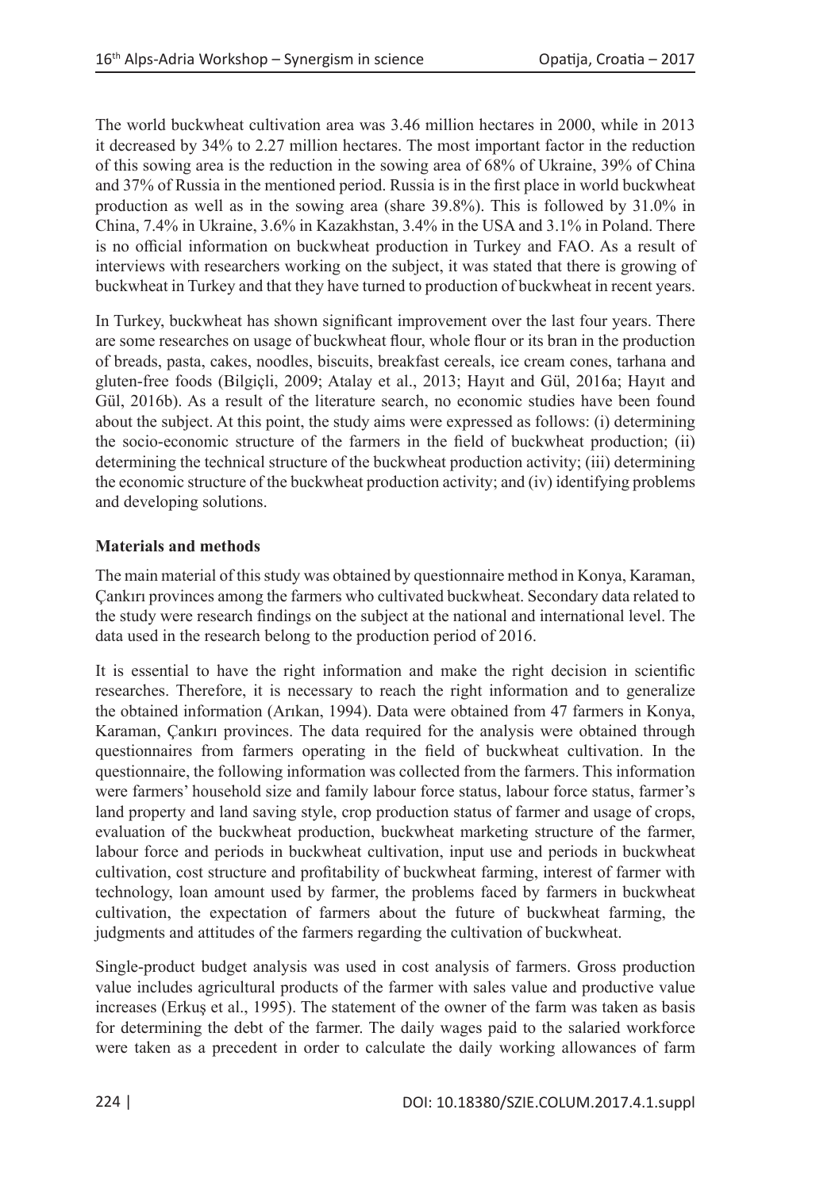The world buckwheat cultivation area was 3.46 million hectares in 2000, while in 2013 it decreased by 34% to 2.27 million hectares. The most important factor in the reduction of this sowing area is the reduction in the sowing area of 68% of Ukraine, 39% of China and 37% of Russia in the mentioned period. Russia is in the first place in world buckwheat production as well as in the sowing area (share 39.8%). This is followed by 31.0% in China, 7.4% in Ukraine, 3.6% in Kazakhstan, 3.4% in the USA and 3.1% in Poland. There is no official information on buckwheat production in Turkey and FAO. As a result of interviews with researchers working on the subject, it was stated that there is growing of buckwheat in Turkey and that they have turned to production of buckwheat in recent years.

In Turkey, buckwheat has shown significant improvement over the last four years. There are some researches on usage of buckwheat flour, whole flour or its bran in the production of breads, pasta, cakes, noodles, biscuits, breakfast cereals, ice cream cones, tarhana and gluten-free foods (Bilgiçli, 2009; Atalay et al., 2013; Hayıt and Gül, 2016a; Hayıt and Gül, 2016b). As a result of the literature search, no economic studies have been found about the subject. At this point, the study aims were expressed as follows: (i) determining the socio-economic structure of the farmers in the field of buckwheat production; (ii) determining the technical structure of the buckwheat production activity; (iii) determining the economic structure of the buckwheat production activity; and (iv) identifying problems and developing solutions.

## Materials and methods

The main material of this study was obtained by questionnaire method in Konya, Karaman, Çankırı provinces among the farmers who cultivated buckwheat. Secondary data related to the study were research findings on the subject at the national and international level. The data used in the research belong to the production period of 2016.

It is essential to have the right information and make the right decision in scientific researches. Therefore, it is necessary to reach the right information and to generalize the obtained information (Arıkan, 1994). Data were obtained from 47 farmers in Konya, Karaman, Çankırı provinces. The data required for the analysis were obtained through questionnaires from farmers operating in the field of buckwheat cultivation. In the questionnaire, the following information was collected from the farmers. This information were farmers' household size and family labour force status, labour force status, farmer's land property and land saving style, crop production status of farmer and usage of crops, evaluation of the buckwheat production, buckwheat marketing structure of the farmer, labour force and periods in buckwheat cultivation, input use and periods in buckwheat cultivation, cost structure and profitability of buckwheat farming, interest of farmer with technology, loan amount used by farmer, the problems faced by farmers in buckwheat cultivation, the expectation of farmers about the future of buckwheat farming, the judgments and attitudes of the farmers regarding the cultivation of buckwheat.

Single-product budget analysis was used in cost analysis of farmers. Gross production value includes agricultural products of the farmer with sales value and productive value increases (Erkuş et al., 1995). The statement of the owner of the farm was taken as basis for determining the debt of the farmer. The daily wages paid to the salaried workforce were taken as a precedent in order to calculate the daily working allowances of farm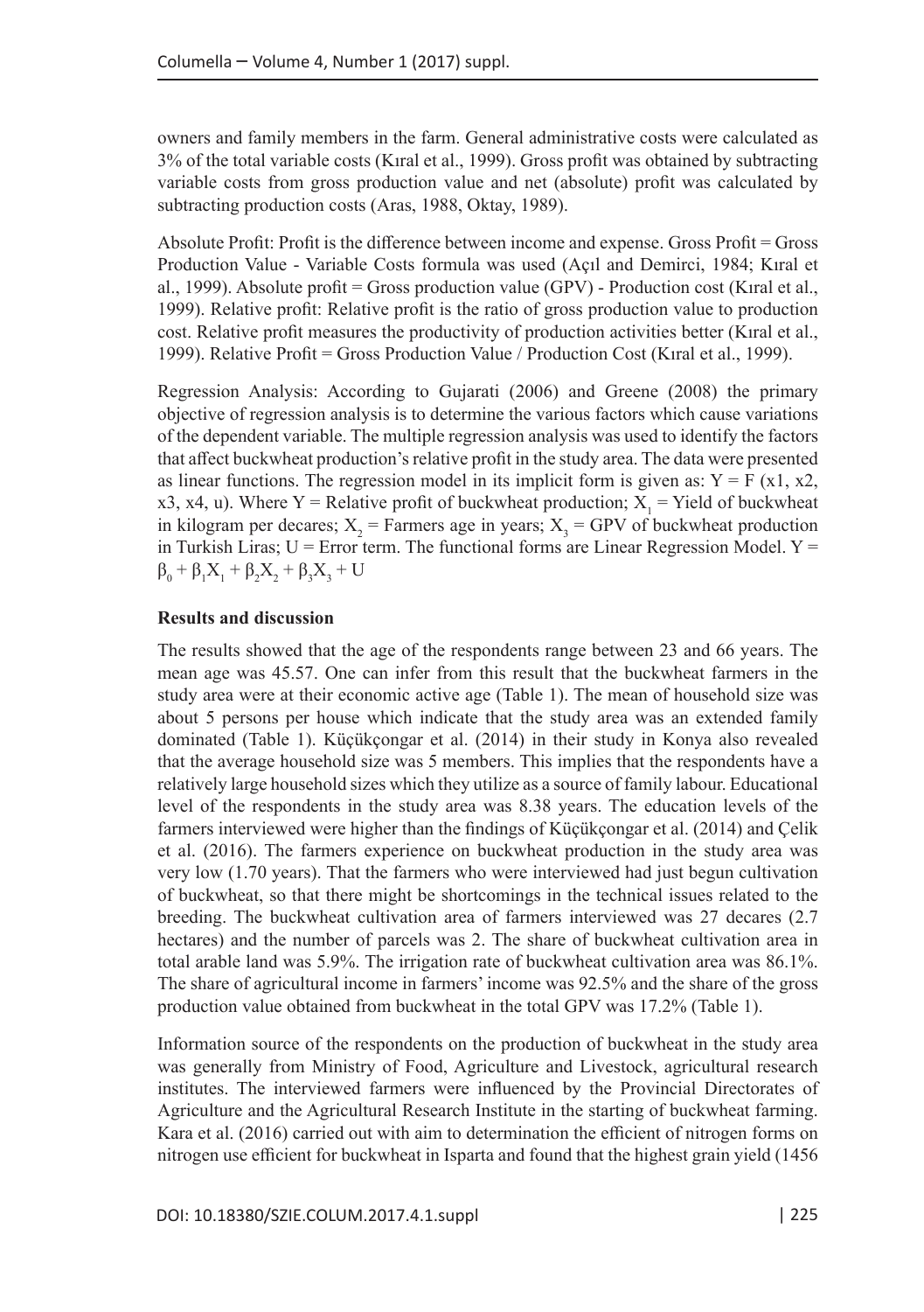owners and family members in the farm. General administrative costs were calculated as 3% of the total variable costs (Kıral et al., 1999). Gross profit was obtained by subtracting variable costs from gross production value and net (absolute) profit was calculated by subtracting production costs (Aras, 1988, Oktay, 1989).

Absolute Profit: Profit is the difference between income and expense. Gross Profit = Gross Production Value - Variable Costs formula was used (Açıl and Demirci, 1984; Kıral et al., 1999). Absolute profit = Gross production value (GPV) - Production cost (Kıral et al., 1999). Relative profit: Relative profit is the ratio of gross production value to production cost. Relative profit measures the productivity of production activities better (Kıral et al., 1999). Relative Profit = Gross Production Value / Production Cost (Kıral et al., 1999).

Regression Analysis: According to Gujarati (2006) and Greene (2008) the primary objective of regression analysis is to determine the various factors which cause variations of the dependent variable. The multiple regression analysis was used to identify the factors that affect buckwheat production's relative profit in the study area. The data were presented as linear functions. The regression model in its implicit form is given as: $Y = F(x1, x2, x3, x4, u)$. Where Y = Relative profit of buckwheat production; $X_1$ = Yield of buckwheat in kilogram per decares; $X_2$ = Farmers age in years; $X_3$ = GPV of buckwheat production in Turkish Liras; U = Error term. The functional forms are Linear Regression Model. $Y = \beta_0 + \beta_1 X_1 + \beta_2 X_2 + \beta_3 X_3 + U$

## Results and discussion

The results showed that the age of the respondents range between 23 and 66 years. The mean age was 45.57. One can infer from this result that the buckwheat farmers in the study area were at their economic active age (Table 1). The mean of household size was about 5 persons per house which indicate that the study area was an extended family dominated (Table 1). Küçükçongar et al. (2014) in their study in Konya also revealed that the average household size was 5 members. This implies that the respondents have a relatively large household sizes which they utilize as a source of family labour. Educational level of the respondents in the study area was 8.38 years. The education levels of the farmers interviewed were higher than the findings of Küçükçongar et al. (2014) and Çelik et al. (2016). The farmers experience on buckwheat production in the study area was very low (1.70 years). That the farmers who were interviewed had just begun cultivation of buckwheat, so that there might be shortcomings in the technical issues related to the breeding. The buckwheat cultivation area of farmers interviewed was 27 decares (2.7 hectares) and the number of parcels was 2. The share of buckwheat cultivation area in total arable land was 5.9%. The irrigation rate of buckwheat cultivation area was 86.1%. The share of agricultural income in farmers' income was 92.5% and the share of the gross production value obtained from buckwheat in the total GPV was 17.2% (Table 1).

Information source of the respondents on the production of buckwheat in the study area was generally from Ministry of Food, Agriculture and Livestock, agricultural research institutes. The interviewed farmers were influenced by the Provincial Directorates of Agriculture and the Agricultural Research Institute in the starting of buckwheat farming. Kara et al. (2016) carried out with aim to determination the efficient of nitrogen forms on nitrogen use efficient for buckwheat in Isparta and found that the highest grain yield (1456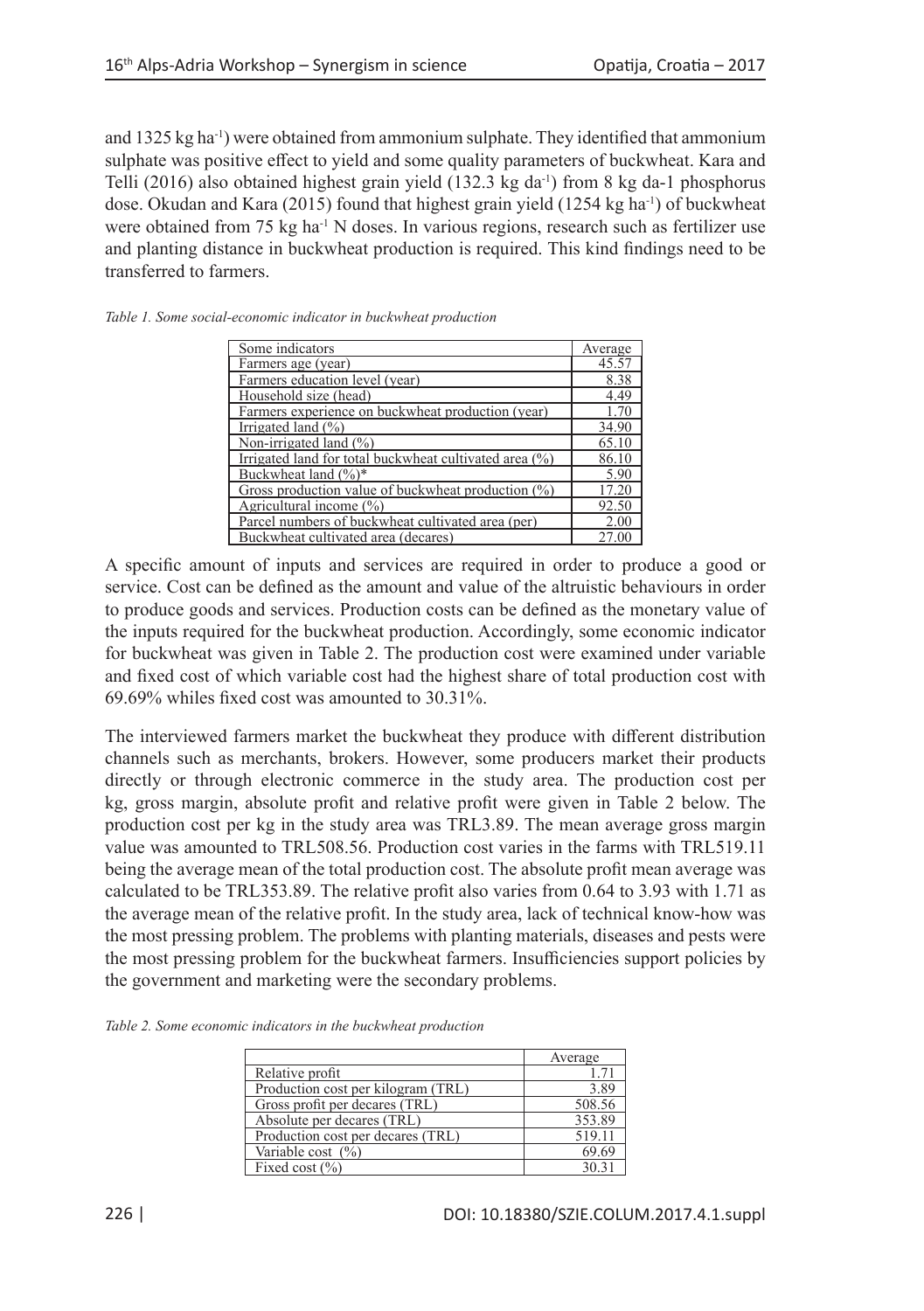and 1325 kg ha$^{-1}$) were obtained from ammonium sulphate. They identified that ammonium sulphate was positive effect to yield and some quality parameters of buckwheat. Kara and Telli (2016) also obtained highest grain yield (132.3 kg da$^{-1}$) from 8 kg da-1 phosphorus dose. Okudan and Kara (2015) found that highest grain yield (1254 kg ha$^{-1}$) of buckwheat were obtained from 75 kg ha$^{-1}$ N doses. In various regions, research such as fertilizer use and planting distance in buckwheat production is required. This kind findings need to be transferred to farmers.

*Table 1. Some social-economic indicator in buckwheat production*

| Some indicators | Average |
|---|---|
| Farmers age (year) | 45.57 |
| Farmers education level (year) | 8.38 |
| Household size (head) | 4.49 |
| Farmers experience on buckwheat production (year) | 1.70 |
| Irrigated land (%) | 34.90 |
| Non-irrigated land (%) | 65.10 |
| Irrigated land for total buckwheat cultivated area (%) | 86.10 |
| Buckwheat land (%)* | 5.90 |
| Gross production value of buckwheat production (%) | 17.20 |
| Agricultural income (%) | 92.50 |
| Parcel numbers of buckwheat cultivated area (per) | 2.00 |
| Buckwheat cultivated area (decares) | 27.00 |

A specific amount of inputs and services are required in order to produce a good or service. Cost can be defined as the amount and value of the altruistic behaviours in order to produce goods and services. Production costs can be defined as the monetary value of the inputs required for the buckwheat production. Accordingly, some economic indicator for buckwheat was given in Table 2. The production cost were examined under variable and fixed cost of which variable cost had the highest share of total production cost with 69.69% whiles fixed cost was amounted to 30.31%.

The interviewed farmers market the buckwheat they produce with different distribution channels such as merchants, brokers. However, some producers market their products directly or through electronic commerce in the study area. The production cost per kg, gross margin, absolute profit and relative profit were given in Table 2 below. The production cost per kg in the study area was TRL3.89. The mean average gross margin value was amounted to TRL508.56. Production cost varies in the farms with TRL519.11 being the average mean of the total production cost. The absolute profit mean average was calculated to be TRL353.89. The relative profit also varies from 0.64 to 3.93 with 1.71 as the average mean of the relative profit. In the study area, lack of technical know-how was the most pressing problem. The problems with planting materials, diseases and pests were the most pressing problem for the buckwheat farmers. Insufficiencies support policies by the government and marketing were the secondary problems.

*Table 2. Some economic indicators in the buckwheat production*

| | Average |
|---|---|
| Relative profit | 1.71 |
| Production cost per kilogram (TRL) | 3.89 |
| Gross profit per decares (TRL) | 508.56 |
| Absolute per decares (TRL) | 353.89 |
| Production cost per decares (TRL) | 519.11 |
| Variable cost (%) | 69.69 |
| Fixed cost (%) | 30.31 |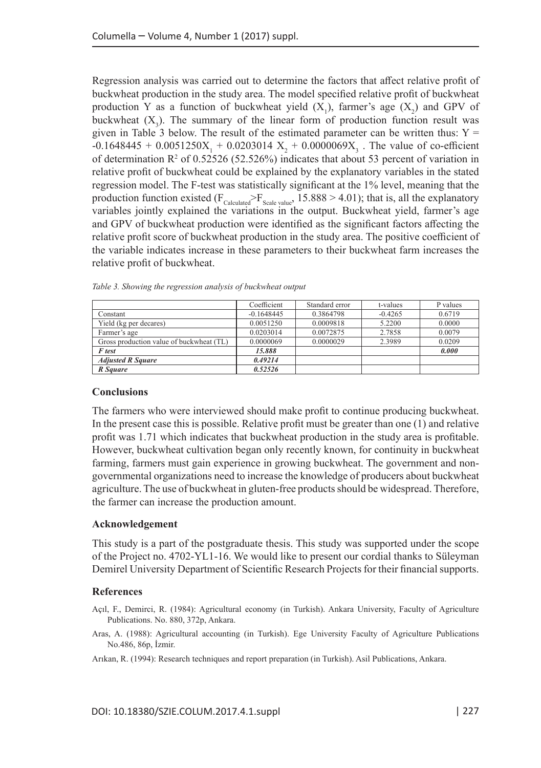Regression analysis was carried out to determine the factors that affect relative profit of buckwheat production in the study area. The model specified relative profit of buckwheat production Y as a function of buckwheat yield ($X_1$), farmer's age ($X_2$) and GPV of buckwheat ($X_3$). The summary of the linear form of production function result was given in Table 3 below. The result of the estimated parameter can be written thus: $Y = -0.1648445 + 0.0051250X_1 + 0.0203014\ X_2 + 0.0000069X_3$ . The value of co-efficient of determination $R^2$ of 0.52526 (52.526%) indicates that about 53 percent of variation in relative profit of buckwheat could be explained by the explanatory variables in the stated regression model. The F-test was statistically significant at the 1% level, meaning that the production function existed ($F_{Calculated} > F_{Scale\ value}$, 15.888 > 4.01); that is, all the explanatory variables jointly explained the variations in the output. Buckwheat yield, farmer's age and GPV of buckwheat production were identified as the significant factors affecting the relative profit score of buckwheat production in the study area. The positive coefficient of the variable indicates increase in these parameters to their buckwheat farm increases the relative profit of buckwheat.

*Table 3. Showing the regression analysis of buckwheat output*

| | Coefficient | Standard error | t-values | P values |
|---|---|---|---|---|
| Constant | -0.1648445 | 0.3864798 | -0.4265 | 0.6719 |
| Yield (kg per decares) | 0.0051250 | 0.0009818 | 5.2200 | 0.0000 |
| Farmer's age | 0.0203014 | 0.0072875 | 2.7858 | 0.0079 |
| Gross production value of buckwheat (TL) | 0.0000069 | 0.0000029 | 2.3989 | 0.0209 |
| ***F test*** | ***15.888*** | | | ***0.000*** |
| ***Adjusted R Square*** | ***0.49214*** | | | |
| ***R Square*** | ***0.52526*** | | | |

## Conclusions

The farmers who were interviewed should make profit to continue producing buckwheat. In the present case this is possible. Relative profit must be greater than one (1) and relative profit was 1.71 which indicates that buckwheat production in the study area is profitable. However, buckwheat cultivation began only recently known, for continuity in buckwheat farming, farmers must gain experience in growing buckwheat. The government and non-governmental organizations need to increase the knowledge of producers about buckwheat agriculture. The use of buckwheat in gluten-free products should be widespread. Therefore, the farmer can increase the production amount.

## Acknowledgement

This study is a part of the postgraduate thesis. This study was supported under the scope of the Project no. 4702-YL1-16. We would like to present our cordial thanks to Süleyman Demirel University Department of Scientific Research Projects for their financial supports.

## References

Açıl, F., Demirci, R. (1984): Agricultural economy (in Turkish). Ankara University, Faculty of Agriculture Publications. No. 880, 372p, Ankara.

Aras, A. (1988): Agricultural accounting (in Turkish). Ege University Faculty of Agriculture Publications No.486, 86p, İzmir.

Arıkan, R. (1994): Research techniques and report preparation (in Turkish). Asil Publications, Ankara.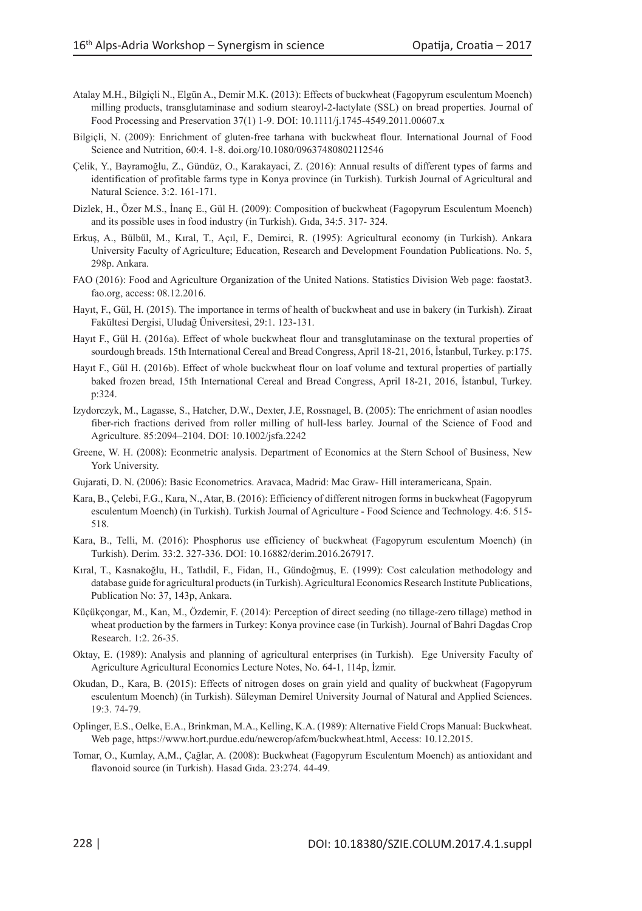Atalay M.H., Bilgiçli N., Elgün A., Demir M.K. (2013): Effects of buckwheat (Fagopyrum esculentum Moench) milling products, transglutaminase and sodium stearoyl-2-lactylate (SSL) on bread properties. Journal of Food Processing and Preservation 37(1) 1-9. DOI: 10.1111/j.1745-4549.2011.00607.x

Bilgiçli, N. (2009): Enrichment of gluten-free tarhana with buckwheat flour. International Journal of Food Science and Nutrition, 60:4. 1-8. doi.org/10.1080/09637480802112546

Çelik, Y., Bayramoğlu, Z., Gündüz, O., Karakayaci, Z. (2016): Annual results of different types of farms and identification of profitable farms type in Konya province (in Turkish). Turkish Journal of Agricultural and Natural Science. 3:2. 161-171.

Dizlek, H., Özer M.S., İnanç E., Gül H. (2009): Composition of buckwheat (Fagopyrum Esculentum Moench) and its possible uses in food industry (in Turkish). Gıda, 34:5. 317- 324.

Erkuş, A., Bülbül, M., Kıral, T., Açıl, F., Demirci, R. (1995): Agricultural economy (in Turkish). Ankara University Faculty of Agriculture; Education, Research and Development Foundation Publications. No. 5, 298p. Ankara.

FAO (2016): Food and Agriculture Organization of the United Nations. Statistics Division Web page: faostat3.fao.org, access: 08.12.2016.

Hayıt, F., Gül, H. (2015). The importance in terms of health of buckwheat and use in bakery (in Turkish). Ziraat Fakültesi Dergisi, Uludağ Üniversitesi, 29:1. 123-131.

Hayıt F., Gül H. (2016a). Effect of whole buckwheat flour and transglutaminase on the textural properties of sourdough breads. 15th International Cereal and Bread Congress, April 18-21, 2016, İstanbul, Turkey. p:175.

Hayıt F., Gül H. (2016b). Effect of whole buckwheat flour on loaf volume and textural properties of partially baked frozen bread, 15th International Cereal and Bread Congress, April 18-21, 2016, İstanbul, Turkey. p:324.

Izydorczyk, M., Lagasse, S., Hatcher, D.W., Dexter, J.E, Rossnagel, B. (2005): The enrichment of asian noodles fiber-rich fractions derived from roller milling of hull-less barley. Journal of the Science of Food and Agriculture. 85:2094–2104. DOI: 10.1002/jsfa.2242

Greene, W. H. (2008): Econmetric analysis. Department of Economics at the Stern School of Business, New York University.

Gujarati, D. N. (2006): Basic Econometrics. Aravaca, Madrid: Mac Graw- Hill interamericana, Spain.

Kara, B., Çelebi, F.G., Kara, N., Atar, B. (2016): Efficiency of different nitrogen forms in buckwheat (Fagopyrum esculentum Moench) (in Turkish). Turkish Journal of Agriculture - Food Science and Technology. 4:6. 515-518.

Kara, B., Telli, M. (2016): Phosphorus use efficiency of buckwheat (Fagopyrum esculentum Moench) (in Turkish). Derim. 33:2. 327-336. DOI: 10.16882/derim.2016.267917.

Kıral, T., Kasnakoğlu, H., Tatlıdil, F., Fidan, H., Gündoğmuş, E. (1999): Cost calculation methodology and database guide for agricultural products (in Turkish). Agricultural Economics Research Institute Publications, Publication No: 37, 143p, Ankara.

Küçükçongar, M., Kan, M., Özdemir, F. (2014): Perception of direct seeding (no tillage-zero tillage) method in wheat production by the farmers in Turkey: Konya province case (in Turkish). Journal of Bahri Dagdas Crop Research. 1:2. 26-35.

Oktay, E. (1989): Analysis and planning of agricultural enterprises (in Turkish). Ege University Faculty of Agriculture Agricultural Economics Lecture Notes, No. 64-1, 114p, İzmir.

Okudan, D., Kara, B. (2015): Effects of nitrogen doses on grain yield and quality of buckwheat (Fagopyrum esculentum Moench) (in Turkish). Süleyman Demirel University Journal of Natural and Applied Sciences. 19:3. 74-79.

Oplinger, E.S., Oelke, E.A., Brinkman, M.A., Kelling, K.A. (1989): Alternative Field Crops Manual: Buckwheat. Web page, https://www.hort.purdue.edu/newcrop/afcm/buckwheat.html, Access: 10.12.2015.

Tomar, O., Kumlay, A,M., Çağlar, A. (2008): Buckwheat (Fagopyrum Esculentum Moench) as antioxidant and flavonoid source (in Turkish). Hasad Gıda. 23:274. 44-49.